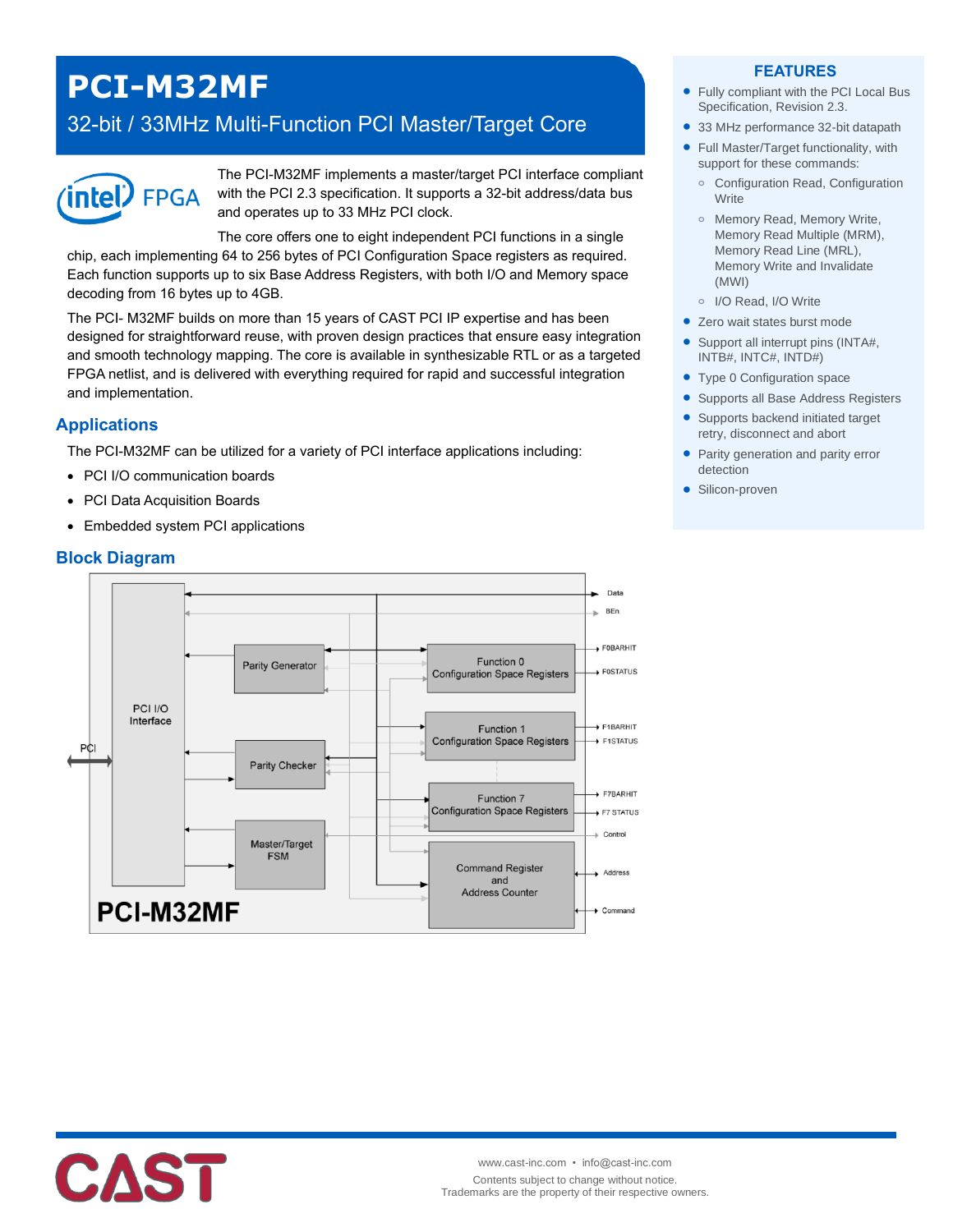# PCI-M32MF

## 32-bit / 33MHz Multi-Function PCI Master/Target Core

The PCI-M32MF implements a master/target PCI interface compliant with the PCI 2.3 specification. It supports a 32-bit address/data bus and operates up to 33 MHz PCI clock.

The core offers one to eight independent PCI functions in a single chip, each implementing 64 to 256 bytes of PCI Configuration Space registers as required. Each function supports up to six Base Address Registers, with both I/O and Memory space decoding from 16 bytes up to 4GB.

The PCI- M32MF builds on more than 15 years of CAST PCI IP expertise and has been designed for straightforward reuse, with proven design practices that ensure easy integration and smooth technology mapping. The core is available in synthesizable RTL or as a targeted FPGA netlist, and is delivered with everything required for rapid and successful integration and implementation.

## Applications

The PCI-M32MF can be utilized for a variety of PCI interface applications including:

- PCI I/O communication boards
- PCI Data Acquisition Boards
- Embedded system PCI applications

## Block Diagram

PCI-M32MF

## FEATURES

- Fully compliant with the PCI Local Bus Specification, Revision 2.3.
- 33 MHz performance 32-bit datapath
- Full Master/Target functionality, with support for these commands:
  - Configuration Read, Configuration Write
  - Memory Read, Memory Write, Memory Read Multiple (MRM), Memory Read Line (MRL), Memory Write and Invalidate (MWI)
  - I/O Read, I/O Write
- Zero wait states burst mode
- Support all interrupt pins (INTA#, INTB#, INTC#, INTD#)
- Type 0 Configuration space
- Supports all Base Address Registers
- Supports backend initiated target retry, disconnect and abort
- Parity generation and parity error detection
- Silicon-proven

www.cast-inc.com • info@cast-inc.com

Contents subject to change without notice.
Trademarks are the property of their respective owners.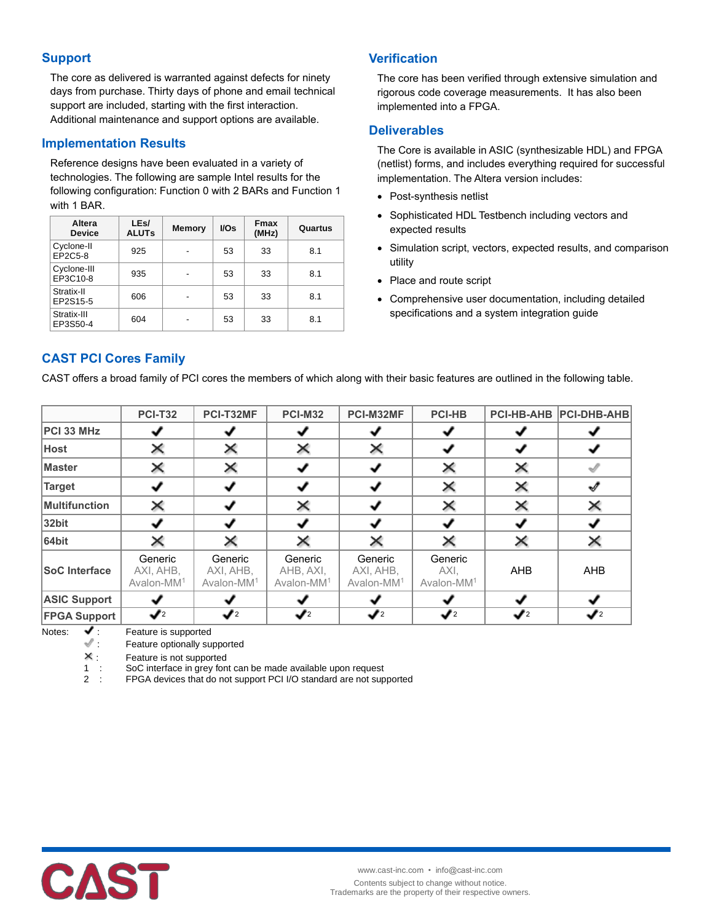## Support

The core as delivered is warranted against defects for ninety days from purchase. Thirty days of phone and email technical support are included, starting with the first interaction. Additional maintenance and support options are available.

## Implementation Results

Reference designs have been evaluated in a variety of technologies. The following are sample Intel results for the following configuration: Function 0 with 2 BARs and Function 1 with 1 BAR.

| Altera Device | LEs/ ALUTs | Memory | I/Os | Fmax (MHz) | Quartus |
|---|---|---|---|---|---|
| Cyclone-II EP2C5-8 | 925 | - | 53 | 33 | 8.1 |
| Cyclone-III EP3C10-8 | 935 | - | 53 | 33 | 8.1 |
| Stratix-II EP2S15-5 | 606 | - | 53 | 33 | 8.1 |
| Stratix-III EP3S50-4 | 604 | - | 53 | 33 | 8.1 |

## Verification

The core has been verified through extensive simulation and rigorous code coverage measurements. It has also been implemented into a FPGA.

## Deliverables

The Core is available in ASIC (synthesizable HDL) and FPGA (netlist) forms, and includes everything required for successful implementation. The Altera version includes:

- Post-synthesis netlist
- Sophisticated HDL Testbench including vectors and expected results
- Simulation script, vectors, expected results, and comparison utility
- Place and route script
- Comprehensive user documentation, including detailed specifications and a system integration guide

## CAST PCI Cores Family

CAST offers a broad family of PCI cores the members of which along with their basic features are outlined in the following table.

| | PCI-T32 | PCI-T32MF | PCI-M32 | PCI-M32MF | PCI-HB | PCI-HB-AHB | PCI-DHB-AHB |
|---|---|---|---|---|---|---|---|
| PCI 33 MHz | ✔ | ✔ | ✔ | ✔ | ✔ | ✔ | ✔ |
| Host | ✕ | ✕ | ✕ | ✕ | ✔ | ✔ | ✔ |
| Master | ✕ | ✕ | ✔ | ✔ | ✕ | ✕ | ✔ (optional) |
| Target | ✔ | ✔ | ✔ | ✔ | ✕ | ✕ | ✔ |
| Multifunction | ✕ | ✔ | ✕ | ✔ | ✕ | ✕ | ✕ |
| 32bit | ✔ | ✔ | ✔ | ✔ | ✔ | ✔ | ✔ |
| 64bit | ✕ | ✕ | ✕ | ✕ | ✕ | ✕ | ✕ |
| SoC Interface | Generic AXI, AHB, Avalon-MM[1] | Generic AXI, AHB, Avalon-MM[1] | Generic AHB, AXI, Avalon-MM[1] | Generic AXI, AHB, Avalon-MM[1] | Generic AXI, Avalon-MM[1] | AHB | AHB |
| ASIC Support | ✔ | ✔ | ✔ | ✔ | ✔ | ✔ | ✔ |
| FPGA Support | ✔[2] | ✔[2] | ✔[2] | ✔[2] | ✔[2] | ✔[2] | ✔[2] |

Notes:
- ✔ : Feature is supported
- ✔ (grey) : Feature optionally supported
- ✕ : Feature is not supported
- 1 : SoC interface in grey font can be made available upon request
- 2 : FPGA devices that do not support PCI I/O standard are not supported

www.cast-inc.com • info@cast-inc.com

Contents subject to change without notice.
Trademarks are the property of their respective owners.